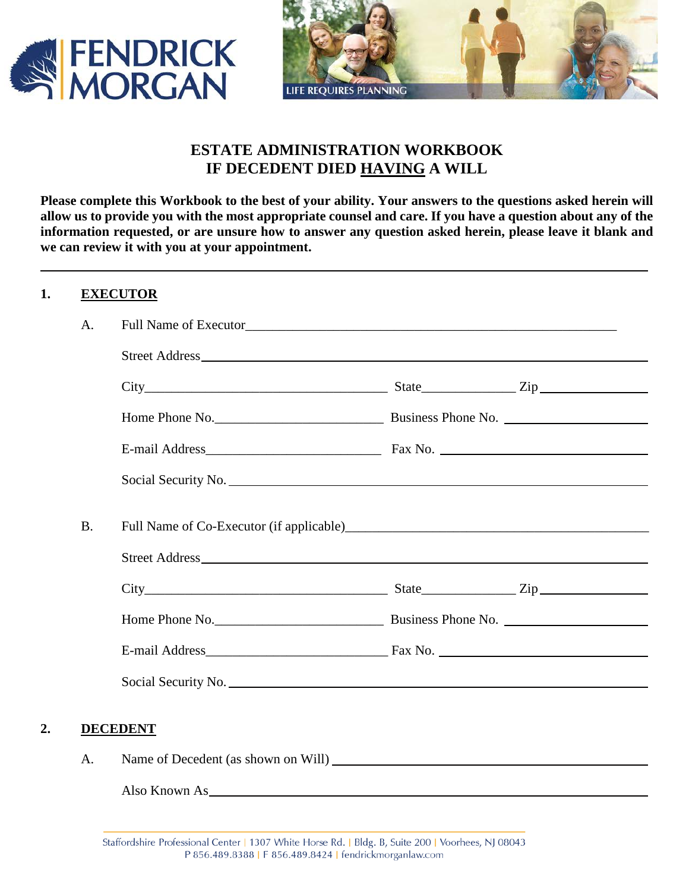FENDRICK MORGAN

LIFE REQUIRES PLANNING

# ESTATE ADMINISTRATION WORKBOOK
# IF DECEDENT DIED HAVING A WILL

**Please complete this Workbook to the best of your ability. Your answers to the questions asked herein will allow us to provide you with the most appropriate counsel and care. If you have a question about any of the information requested, or are unsure how to answer any question asked herein, please leave it blank and we can review it with you at your appointment.**

---

## 1. EXECUTOR

A. Full Name of Executor________________________________________________________

Street Address________________________________________________________

City____________________________________ State______________ Zip________________

Home Phone No.__________________________ Business Phone No. ______________________

E-mail Address__________________________ Fax No. ______________________________

Social Security No. ________________________________________________________

B. Full Name of Co-Executor (if applicable)____________________________________________

Street Address________________________________________________________

City____________________________________ State______________ Zip________________

Home Phone No.__________________________ Business Phone No. ______________________

E-mail Address__________________________ Fax No. ______________________________

Social Security No. ________________________________________________________

## 2. DECEDENT

A. Name of Decedent (as shown on Will) ______________________________________________

Also Known As________________________________________________________

Staffordshire Professional Center | 1307 White Horse Rd. | Bldg. B, Suite 200 | Voorhees, NJ 08043
P 856.489.8388 | F 856.489.8424 | fendrickmorganlaw.com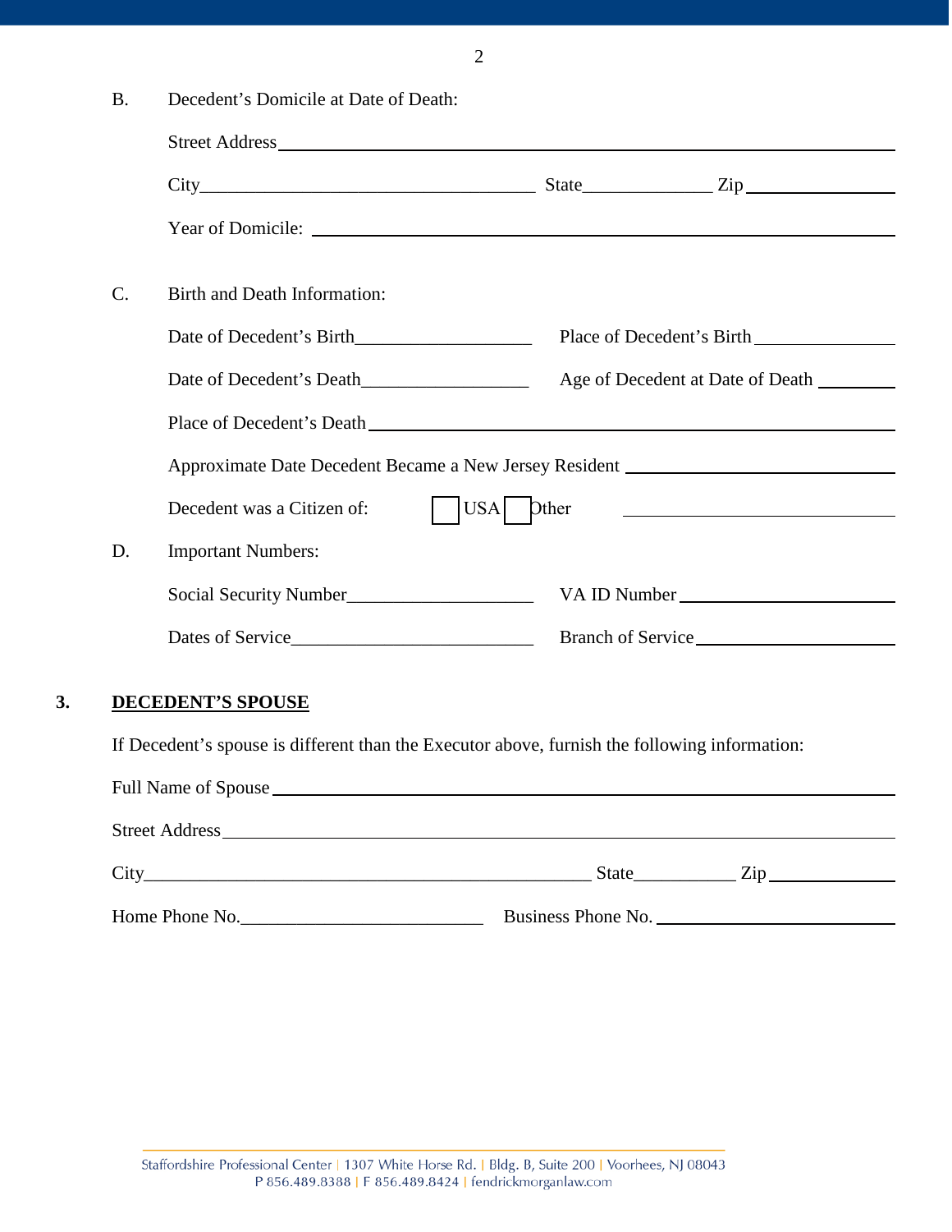B. Decedent's Domicile at Date of Death:

Street Address ______________________________________________

City ______________________ State ____________ Zip ______________

Year of Domicile: ______________________________________________

C. Birth and Death Information:

Date of Decedent's Birth __________________ Place of Decedent's Birth ______________

Date of Decedent's Death __________________ Age of Decedent at Date of Death ________

Place of Decedent's Death ______________________________________________

Approximate Date Decedent Became a New Jersey Resident ______________________

Decedent was a Citizen of: ☐ USA ☐ Other ______________________

D. Important Numbers:

Social Security Number __________________ VA ID Number ______________________

Dates of Service __________________ Branch of Service ______________________

**3. DECEDENT'S SPOUSE**

If Decedent's spouse is different than the Executor above, furnish the following information:

Full Name of Spouse ______________________________________________

Street Address ______________________________________________

City ______________________ State ____________ Zip ______________

Home Phone No. __________________ Business Phone No. ______________________

Staffordshire Professional Center | 1307 White Horse Rd. | Bldg. B, Suite 200 | Voorhees, NJ 08043
P 856.489.8388 | F 856.489.8424 | fendrickmorganlaw.com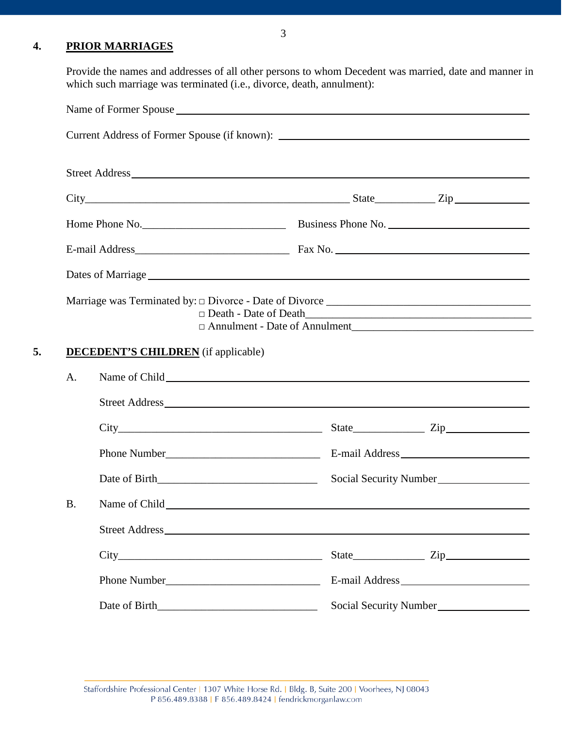## 4. PRIOR MARRIAGES

Provide the names and addresses of all other persons to whom Decedent was married, date and manner in which such marriage was terminated (i.e., divorce, death, annulment):

Name of Former Spouse ______________________________________________

Current Address of Former Spouse (if known): ______________________________

Street Address ______________________________________________

City ______________________________ State __________ Zip __________

Home Phone No. ______________________ Business Phone No. ______________________

E-mail Address ______________________ Fax No. ______________________

Dates of Marriage ______________________________________________

Marriage was Terminated by:
- □ Divorce - Date of Divorce ______________________________
- □ Death - Date of Death ______________________________
- □ Annulment - Date of Annulment ______________________________

## 5. DECEDENT'S CHILDREN (if applicable)

A. Name of Child ______________________________________________

Street Address ______________________________________________

City ______________________________ State __________ Zip __________

Phone Number ______________________ E-mail Address ______________________

Date of Birth ______________________ Social Security Number ______________________

B. Name of Child ______________________________________________

Street Address ______________________________________________

City ______________________________ State __________ Zip __________

Phone Number ______________________ E-mail Address ______________________

Date of Birth ______________________ Social Security Number ______________________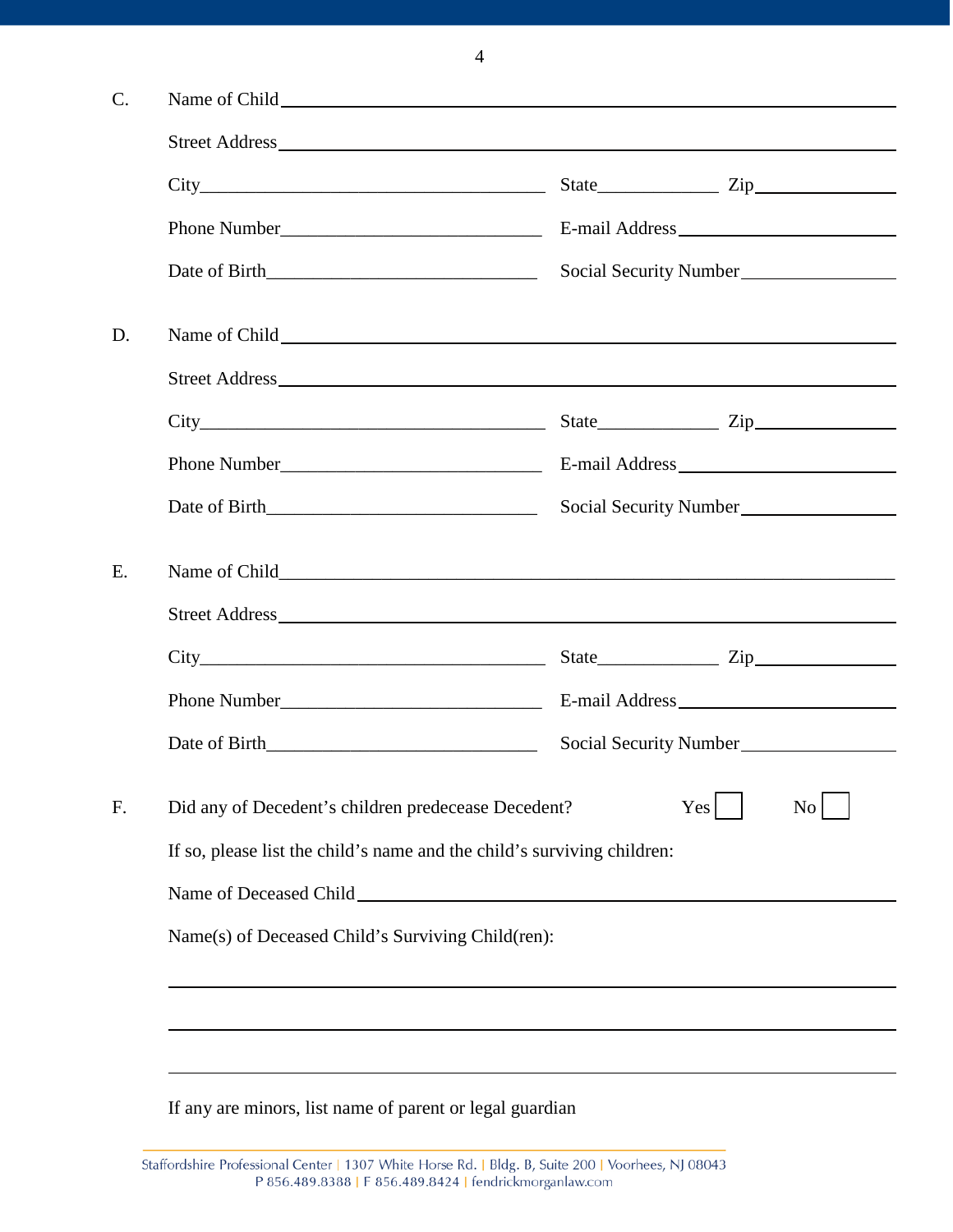C. Name of Child ______________________________________________

Street Address ______________________________________________

City ______________________ State __________ Zip __________

Phone Number ______________________ E-mail Address ______________________

Date of Birth ______________________ Social Security Number ______________________

D. Name of Child ______________________________________________

Street Address ______________________________________________

City ______________________ State __________ Zip __________

Phone Number ______________________ E-mail Address ______________________

Date of Birth ______________________ Social Security Number ______________________

E. Name of Child ______________________________________________

Street Address ______________________________________________

City ______________________ State __________ Zip __________

Phone Number ______________________ E-mail Address ______________________

Date of Birth ______________________ Social Security Number ______________________

F. Did any of Decedent's children predecease Decedent? Yes ☐ No ☐

If so, please list the child's name and the child's surviving children:

Name of Deceased Child ______________________________________________

Name(s) of Deceased Child's Surviving Child(ren):

______________________________________________

______________________________________________

______________________________________________

If any are minors, list name of parent or legal guardian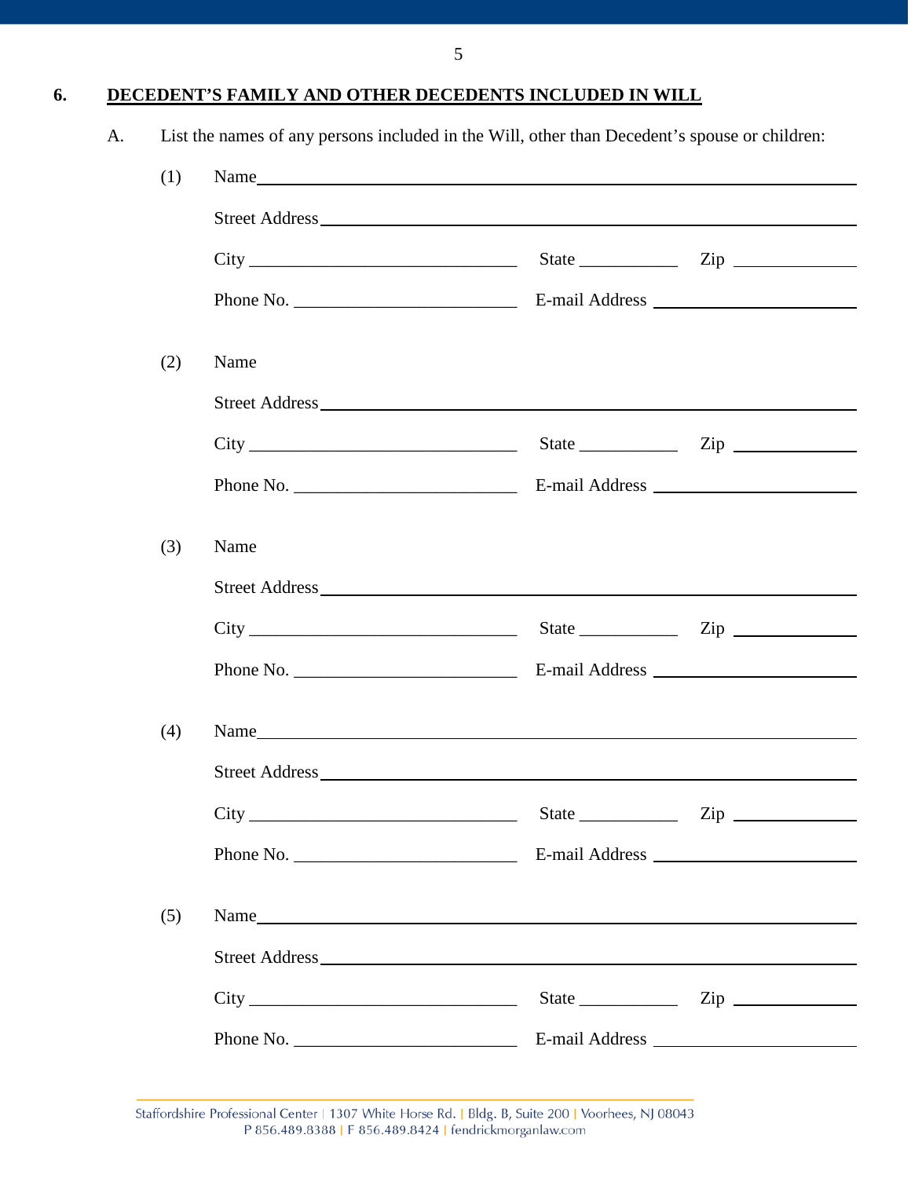## 6. DECEDENT'S FAMILY AND OTHER DECEDENTS INCLUDED IN WILL

A. List the names of any persons included in the Will, other than Decedent's spouse or children:

(1) Name\_\_\_\_\_\_\_\_\_\_\_\_\_\_\_\_\_\_\_\_\_\_\_\_\_\_\_\_\_\_\_\_\_\_\_\_\_\_\_\_\_\_\_\_\_\_\_\_

Street Address\_\_\_\_\_\_\_\_\_\_\_\_\_\_\_\_\_\_\_\_\_\_\_\_\_\_\_\_\_\_\_\_\_\_\_\_\_\_\_\_\_\_\_\_

City \_\_\_\_\_\_\_\_\_\_\_\_\_\_\_\_\_\_\_\_\_\_\_\_ State \_\_\_\_\_\_\_\_\_ Zip \_\_\_\_\_\_\_\_\_\_\_\_

Phone No. \_\_\_\_\_\_\_\_\_\_\_\_\_\_\_\_\_\_\_\_ E-mail Address \_\_\_\_\_\_\_\_\_\_\_\_\_\_\_\_\_\_\_\_

(2) Name

Street Address\_\_\_\_\_\_\_\_\_\_\_\_\_\_\_\_\_\_\_\_\_\_\_\_\_\_\_\_\_\_\_\_\_\_\_\_\_\_\_\_\_\_\_\_

City \_\_\_\_\_\_\_\_\_\_\_\_\_\_\_\_\_\_\_\_\_\_\_\_ State \_\_\_\_\_\_\_\_\_ Zip \_\_\_\_\_\_\_\_\_\_\_\_

Phone No. \_\_\_\_\_\_\_\_\_\_\_\_\_\_\_\_\_\_\_\_ E-mail Address \_\_\_\_\_\_\_\_\_\_\_\_\_\_\_\_\_\_\_\_

(3) Name

Street Address\_\_\_\_\_\_\_\_\_\_\_\_\_\_\_\_\_\_\_\_\_\_\_\_\_\_\_\_\_\_\_\_\_\_\_\_\_\_\_\_\_\_\_\_

City \_\_\_\_\_\_\_\_\_\_\_\_\_\_\_\_\_\_\_\_\_\_\_\_ State \_\_\_\_\_\_\_\_\_ Zip \_\_\_\_\_\_\_\_\_\_\_\_

Phone No. \_\_\_\_\_\_\_\_\_\_\_\_\_\_\_\_\_\_\_\_ E-mail Address \_\_\_\_\_\_\_\_\_\_\_\_\_\_\_\_\_\_\_\_

(4) Name\_\_\_\_\_\_\_\_\_\_\_\_\_\_\_\_\_\_\_\_\_\_\_\_\_\_\_\_\_\_\_\_\_\_\_\_\_\_\_\_\_\_\_\_\_\_\_\_

Street Address\_\_\_\_\_\_\_\_\_\_\_\_\_\_\_\_\_\_\_\_\_\_\_\_\_\_\_\_\_\_\_\_\_\_\_\_\_\_\_\_\_\_\_\_

City \_\_\_\_\_\_\_\_\_\_\_\_\_\_\_\_\_\_\_\_\_\_\_\_ State \_\_\_\_\_\_\_\_\_ Zip \_\_\_\_\_\_\_\_\_\_\_\_

Phone No. \_\_\_\_\_\_\_\_\_\_\_\_\_\_\_\_\_\_\_\_ E-mail Address \_\_\_\_\_\_\_\_\_\_\_\_\_\_\_\_\_\_\_\_

(5) Name\_\_\_\_\_\_\_\_\_\_\_\_\_\_\_\_\_\_\_\_\_\_\_\_\_\_\_\_\_\_\_\_\_\_\_\_\_\_\_\_\_\_\_\_\_\_\_\_

Street Address\_\_\_\_\_\_\_\_\_\_\_\_\_\_\_\_\_\_\_\_\_\_\_\_\_\_\_\_\_\_\_\_\_\_\_\_\_\_\_\_\_\_\_\_

City \_\_\_\_\_\_\_\_\_\_\_\_\_\_\_\_\_\_\_\_\_\_\_\_ State \_\_\_\_\_\_\_\_\_ Zip \_\_\_\_\_\_\_\_\_\_\_\_

Phone No. \_\_\_\_\_\_\_\_\_\_\_\_\_\_\_\_\_\_\_\_ E-mail Address \_\_\_\_\_\_\_\_\_\_\_\_\_\_\_\_\_\_\_\_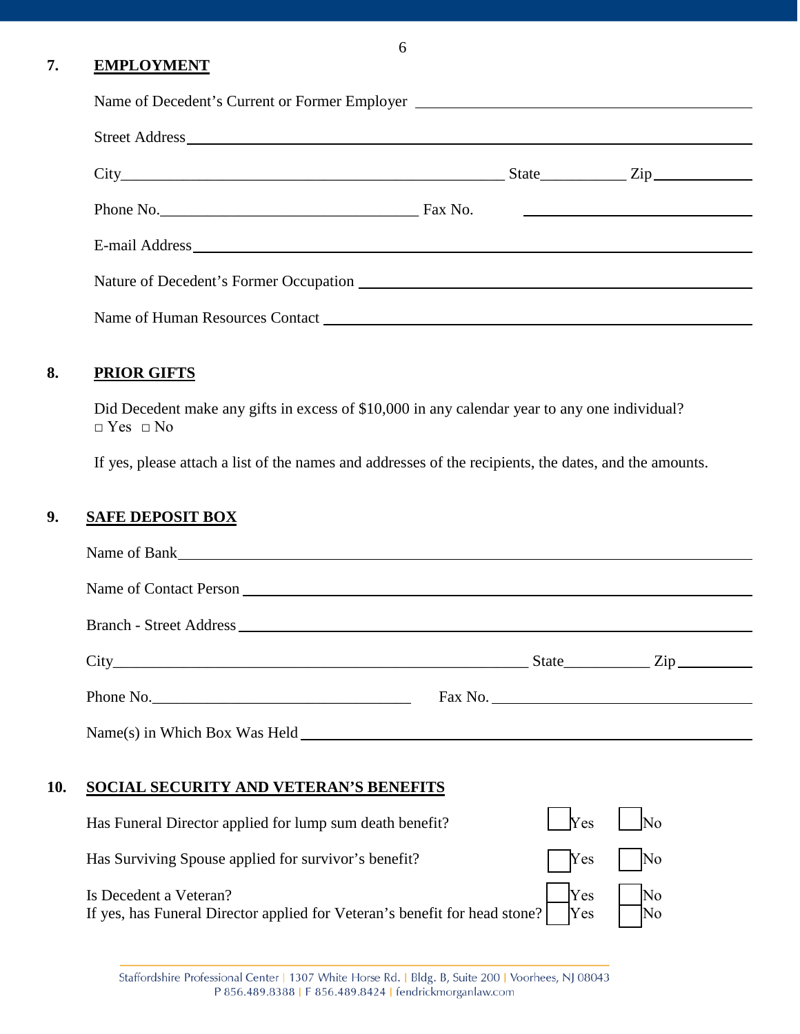## 7. EMPLOYMENT

Name of Decedent's Current or Former Employer ______________________________

Street Address ______________________________

City ______________________________ State __________ Zip __________

Phone No. ______________________________ Fax No. ______________________________

E-mail Address ______________________________

Nature of Decedent's Former Occupation ______________________________

Name of Human Resources Contact ______________________________

## 8. PRIOR GIFTS

Did Decedent make any gifts in excess of $10,000 in any calendar year to any one individual?
□ Yes □ No

If yes, please attach a list of the names and addresses of the recipients, the dates, and the amounts.

## 9. SAFE DEPOSIT BOX

Name of Bank ______________________________

Name of Contact Person ______________________________

Branch - Street Address ______________________________

City ______________________________ State __________ Zip __________

Phone No. ______________________________ Fax No. ______________________________

Name(s) in Which Box Was Held ______________________________

## 10. SOCIAL SECURITY AND VETERAN'S BENEFITS

Has Funeral Director applied for lump sum death benefit? □ Yes □ No

Has Surviving Spouse applied for survivor's benefit? □ Yes □ No

Is Decedent a Veteran? □ Yes □ No
If yes, has Funeral Director applied for Veteran's benefit for head stone? □ Yes □ No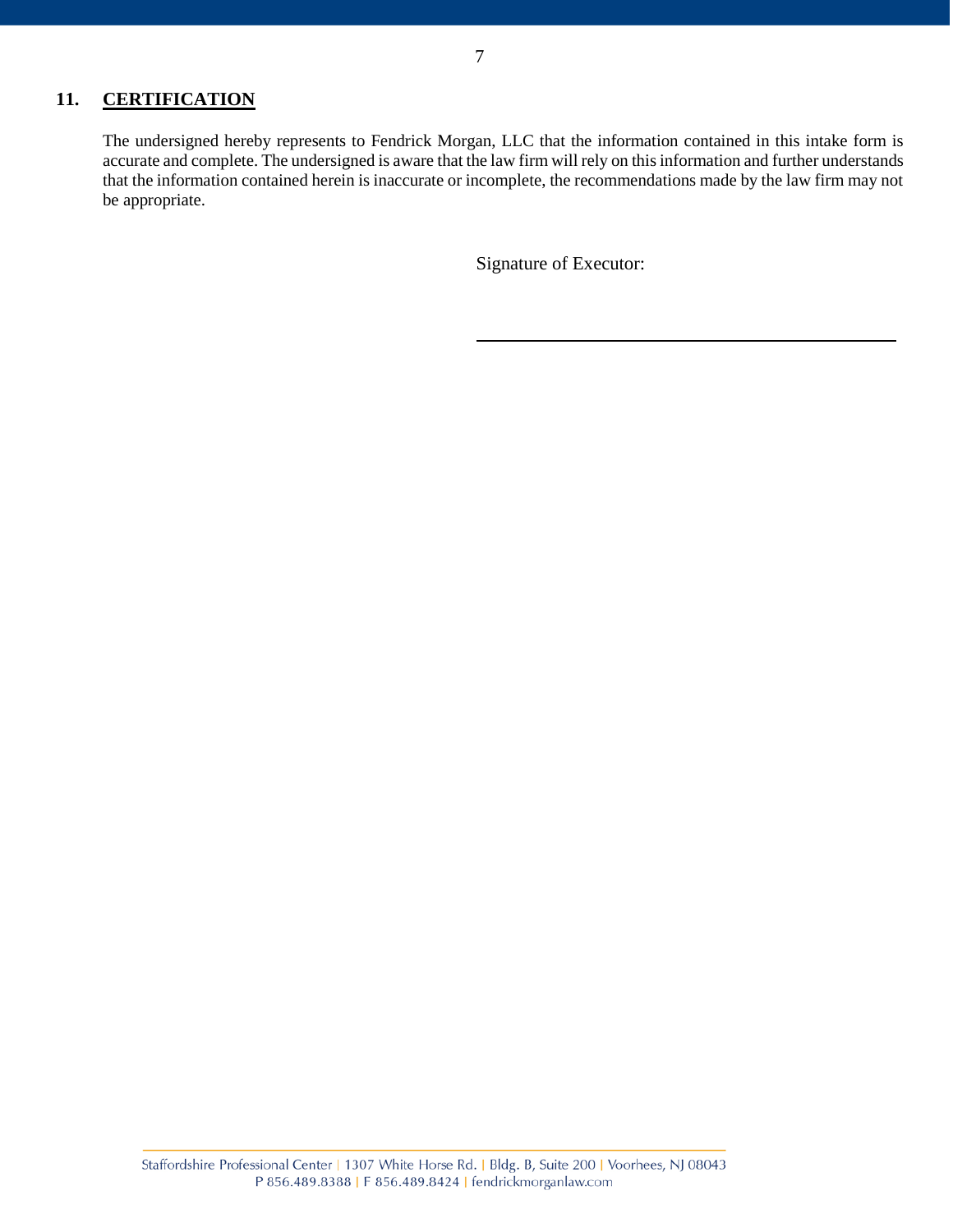## 11. CERTIFICATION

The undersigned hereby represents to Fendrick Morgan, LLC that the information contained in this intake form is accurate and complete. The undersigned is aware that the law firm will rely on this information and further understands that the information contained herein is inaccurate or incomplete, the recommendations made by the law firm may not be appropriate.

Signature of Executor:

\_\_\_\_\_\_\_\_\_\_\_\_\_\_\_\_\_\_\_\_\_\_\_\_\_\_\_\_\_\_\_\_\_\_\_\_\_\_\_\_\_\_